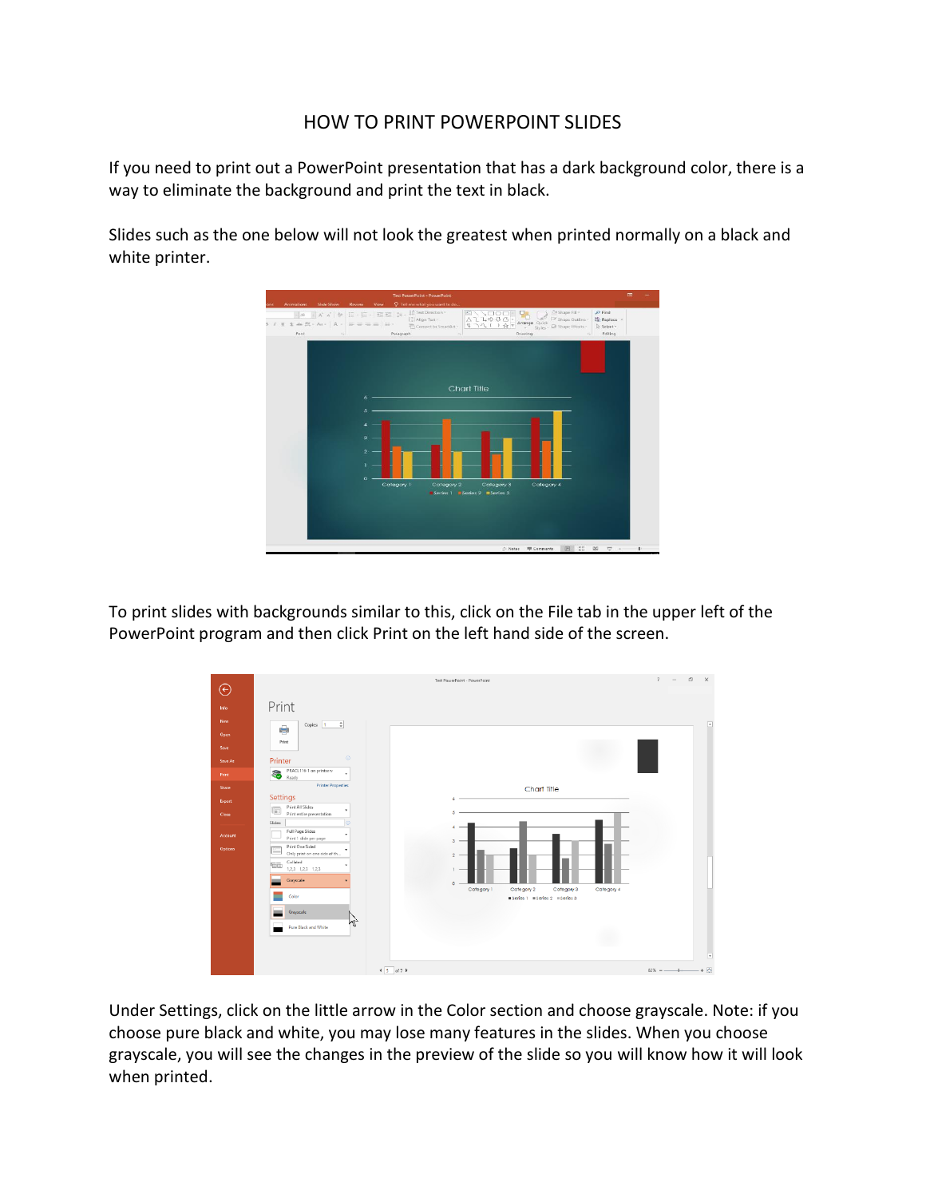# HOW TO PRINT POWERPOINT SLIDES

If you need to print out a PowerPoint presentation that has a dark background color, there is a way to eliminate the background and print the text in black.

Slides such as the one below will not look the greatest when printed normally on a black and white printer.

To print slides with backgrounds similar to this, click on the File tab in the upper left of the PowerPoint program and then click Print on the left hand side of the screen.

Under Settings, click on the little arrow in the Color section and choose grayscale. Note: if you choose pure black and white, you may lose many features in the slides. When you choose grayscale, you will see the changes in the preview of the slide so you will know how it will look when printed.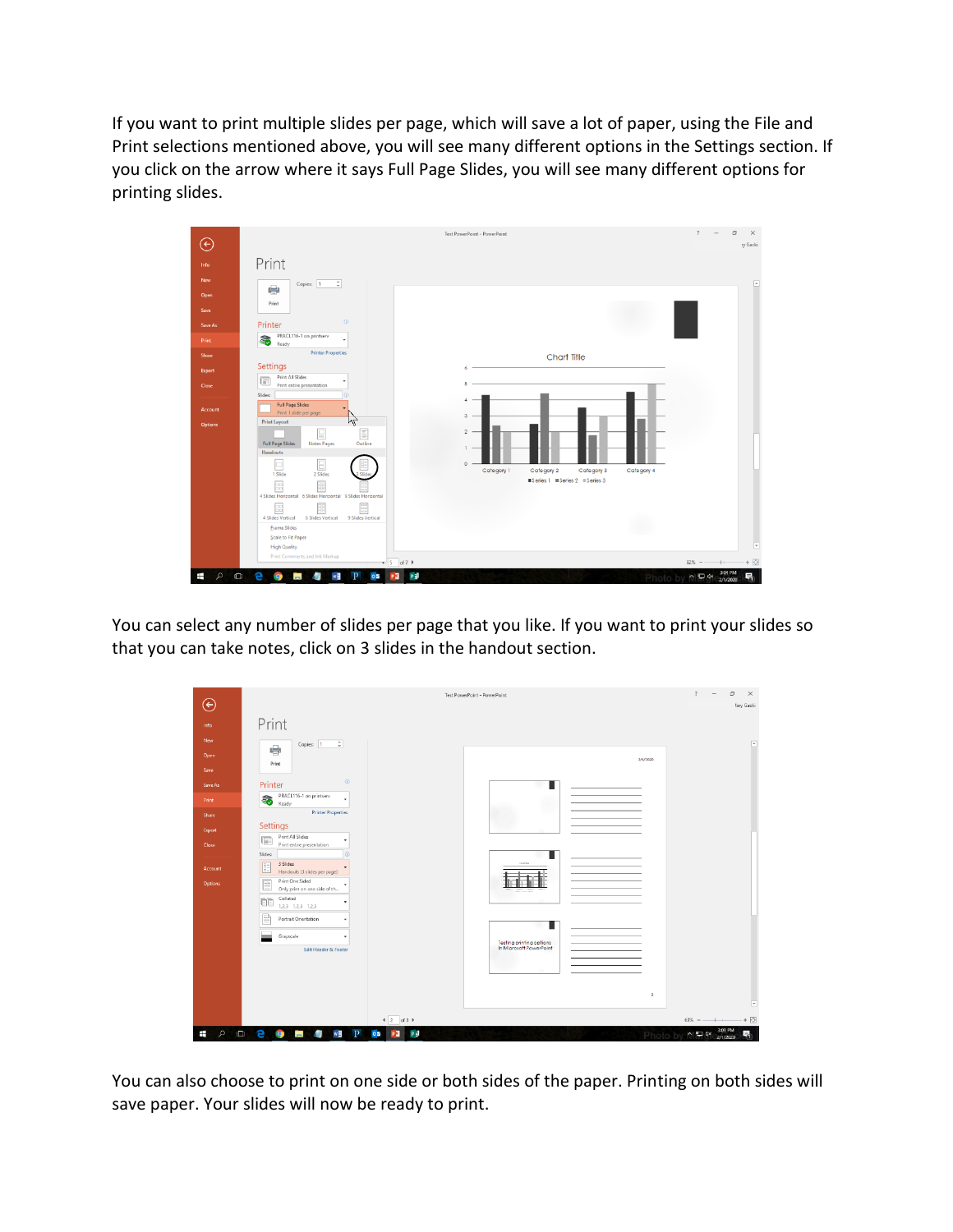If you want to print multiple slides per page, which will save a lot of paper, using the File and Print selections mentioned above, you will see many different options in the Settings section. If you click on the arrow where it says Full Page Slides, you will see many different options for printing slides.

You can select any number of slides per page that you like. If you want to print your slides so that you can take notes, click on 3 slides in the handout section.

You can also choose to print on one side or both sides of the paper. Printing on both sides will save paper. Your slides will now be ready to print.